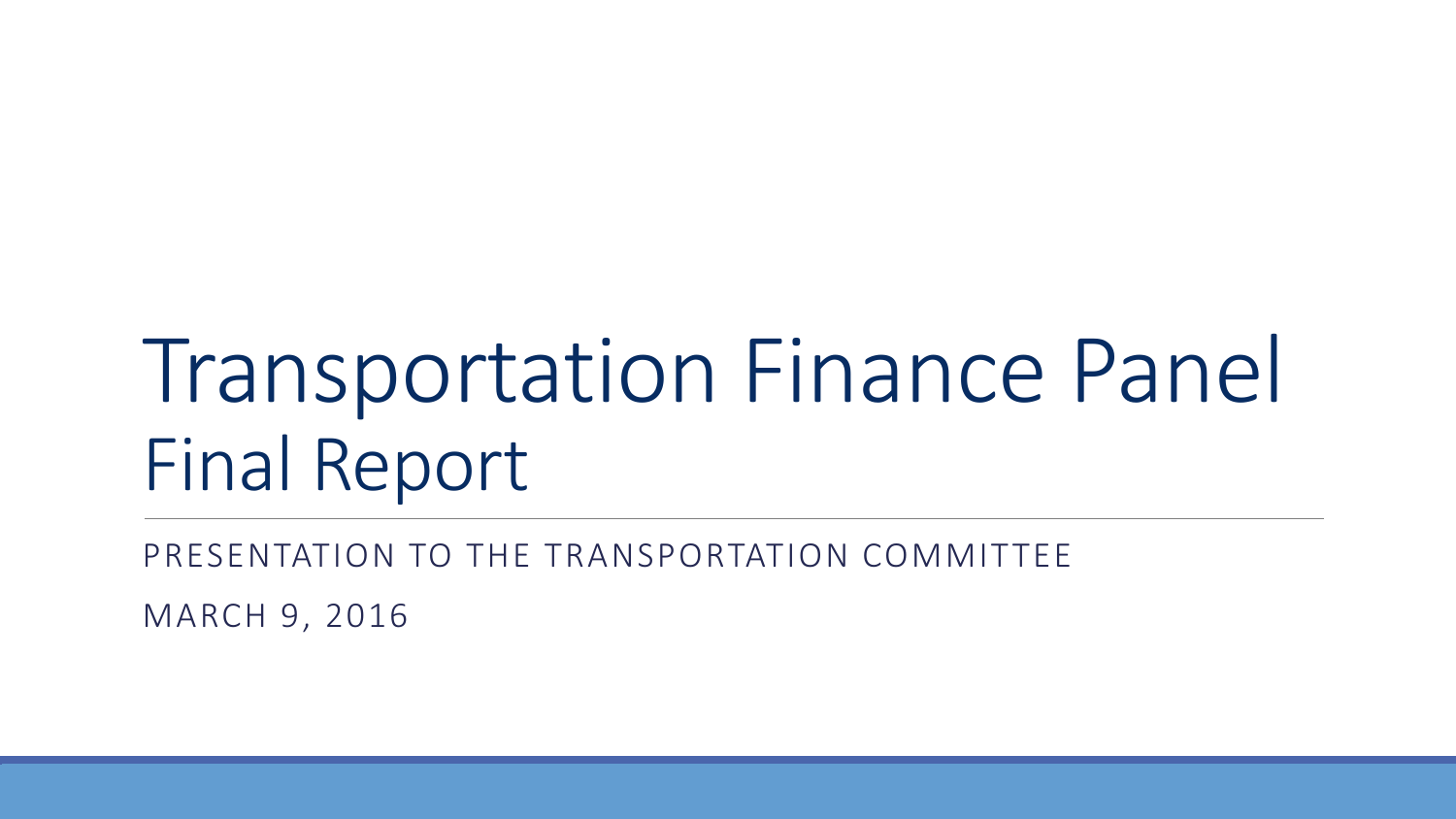# Transportation Finance Panel
## Final Report

PRESENTATION TO THE TRANSPORTATION COMMITTEE

MARCH 9, 2016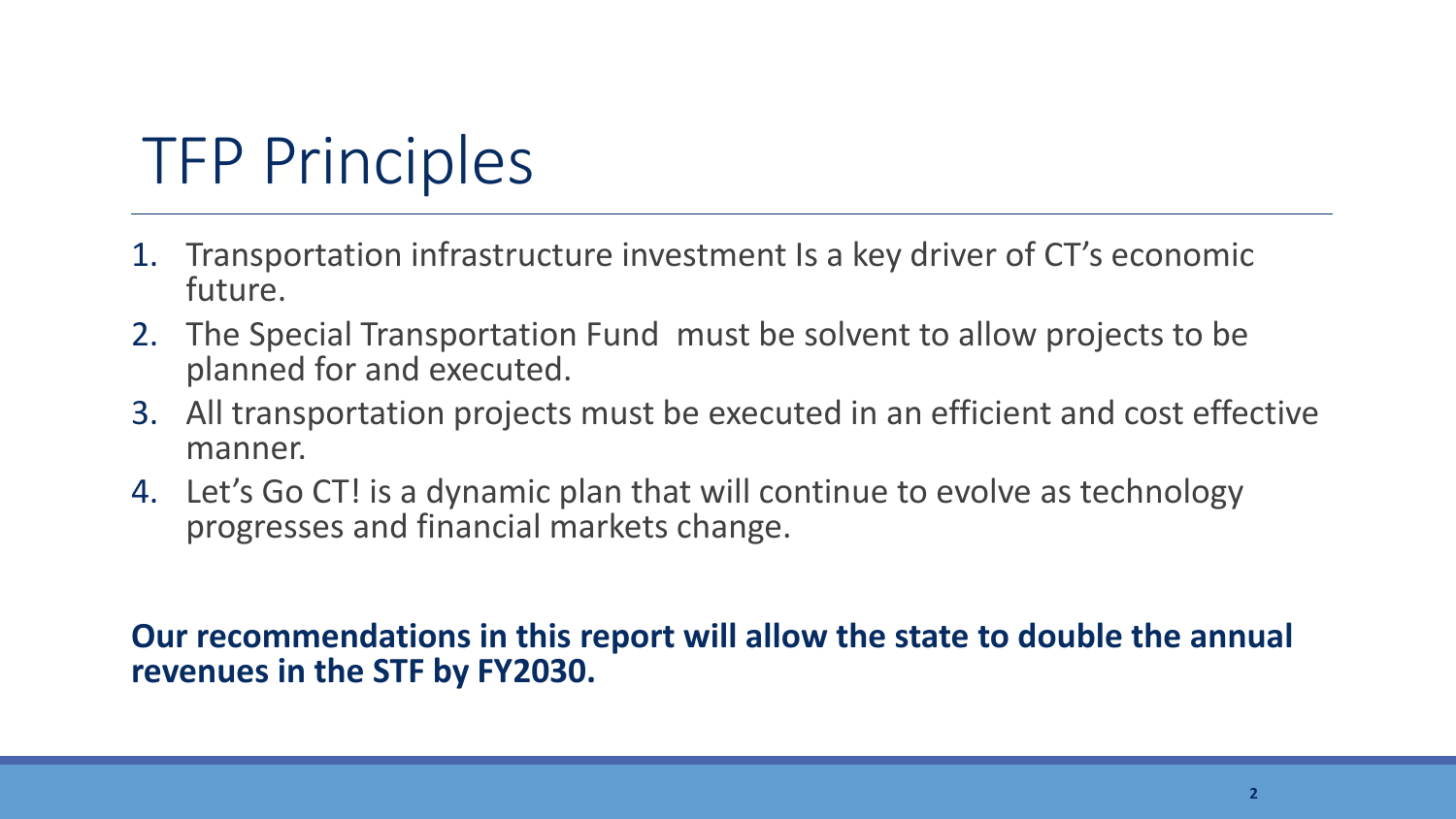# TFP Principles

1. Transportation infrastructure investment Is a key driver of CT's economic future.
2. The Special Transportation Fund  must be solvent to allow projects to be planned for and executed.
3. All transportation projects must be executed in an efficient and cost effective manner.
4. Let's Go CT! is a dynamic plan that will continue to evolve as technology progresses and financial markets change.

**Our recommendations in this report will allow the state to double the annual revenues in the STF by FY2030.**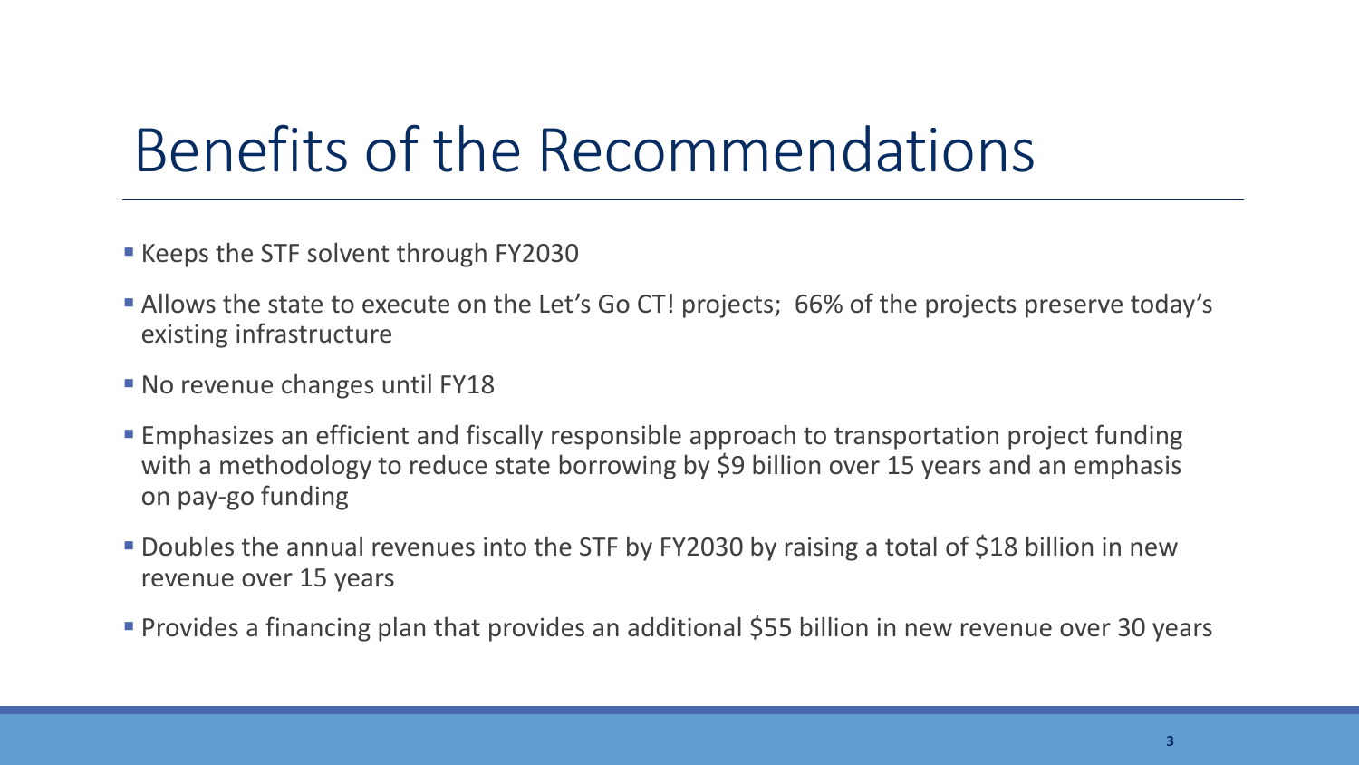# Benefits of the Recommendations

- Keeps the STF solvent through FY2030
- Allows the state to execute on the Let's Go CT! projects; 66% of the projects preserve today's existing infrastructure
- No revenue changes until FY18
- Emphasizes an efficient and fiscally responsible approach to transportation project funding with a methodology to reduce state borrowing by $9 billion over 15 years and an emphasis on pay-go funding
- Doubles the annual revenues into the STF by FY2030 by raising a total of $18 billion in new revenue over 15 years
- Provides a financing plan that provides an additional $55 billion in new revenue over 30 years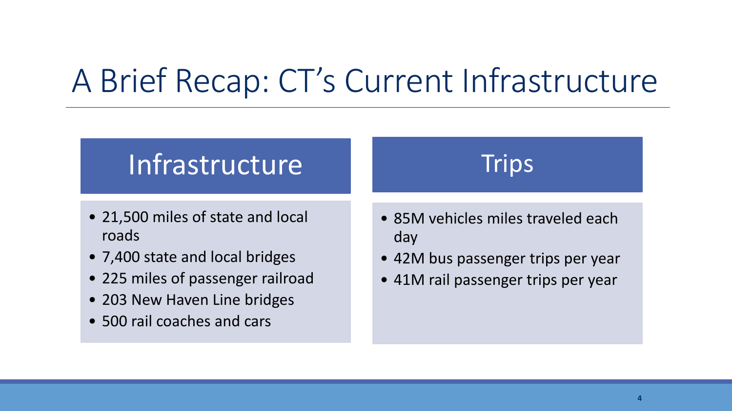# A Brief Recap: CT's Current Infrastructure

## Infrastructure

- 21,500 miles of state and local roads
- 7,400 state and local bridges
- 225 miles of passenger railroad
- 203 New Haven Line bridges
- 500 rail coaches and cars

## Trips

- 85M vehicles miles traveled each day
- 42M bus passenger trips per year
- 41M rail passenger trips per year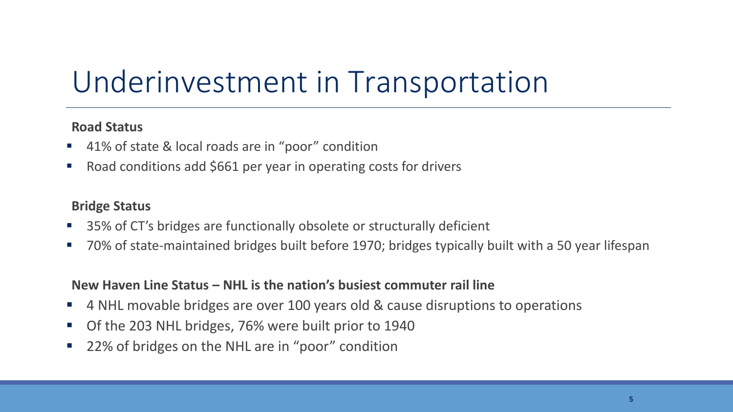# Underinvestment in Transportation

**Road Status**

- 41% of state & local roads are in “poor” condition
- Road conditions add $661 per year in operating costs for drivers

**Bridge Status**

- 35% of CT’s bridges are functionally obsolete or structurally deficient
- 70% of state-maintained bridges built before 1970; bridges typically built with a 50 year lifespan

**New Haven Line Status – NHL is the nation’s busiest commuter rail line**

- 4 NHL movable bridges are over 100 years old & cause disruptions to operations
- Of the 203 NHL bridges, 76% were built prior to 1940
- 22% of bridges on the NHL are in “poor” condition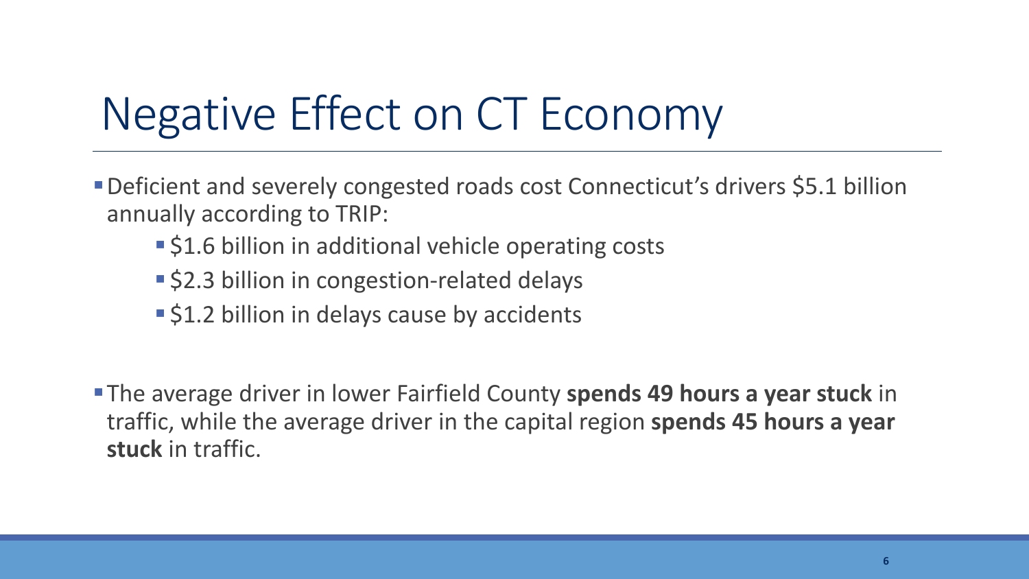# Negative Effect on CT Economy

- Deficient and severely congested roads cost Connecticut's drivers $5.1 billion annually according to TRIP:
  - $1.6 billion in additional vehicle operating costs
  - $2.3 billion in congestion-related delays
  - $1.2 billion in delays cause by accidents

- The average driver in lower Fairfield County **spends 49 hours a year stuck** in traffic, while the average driver in the capital region **spends 45 hours a year stuck** in traffic.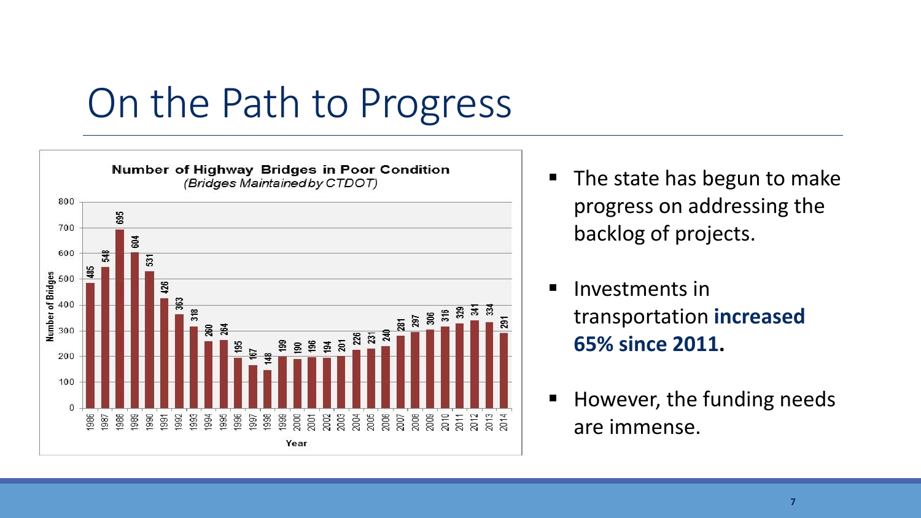# On the Path to Progress

**Number of Highway Bridges in Poor Condition**
*(Bridges Maintained by CTDOT)*

| Year | Number of Bridges |
|---|---|
| 1986 | 485 |
| 1987 | 548 |
| 1988 | 695 |
| 1989 | 604 |
| 1990 | 531 |
| 1991 | 426 |
| 1992 | 363 |
| 1993 | 318 |
| 1994 | 260 |
| 1995 | 264 |
| 1996 | 195 |
| 1997 | 167 |
| 1998 | 148 |
| 1999 | 199 |
| 2000 | 190 |
| 2001 | 196 |
| 2002 | 194 |
| 2003 | 201 |
| 2004 | 226 |
| 2005 | 231 |
| 2006 | 240 |
| 2007 | 281 |
| 2008 | 297 |
| 2009 | 306 |
| 2010 | 316 |
| 2011 | 329 |
| 2012 | 341 |
| 2013 | 334 |
| 2014 | 291 |

- The state has begun to make progress on addressing the backlog of projects.
- Investments in transportation **increased 65% since 2011.**
- However, the funding needs are immense.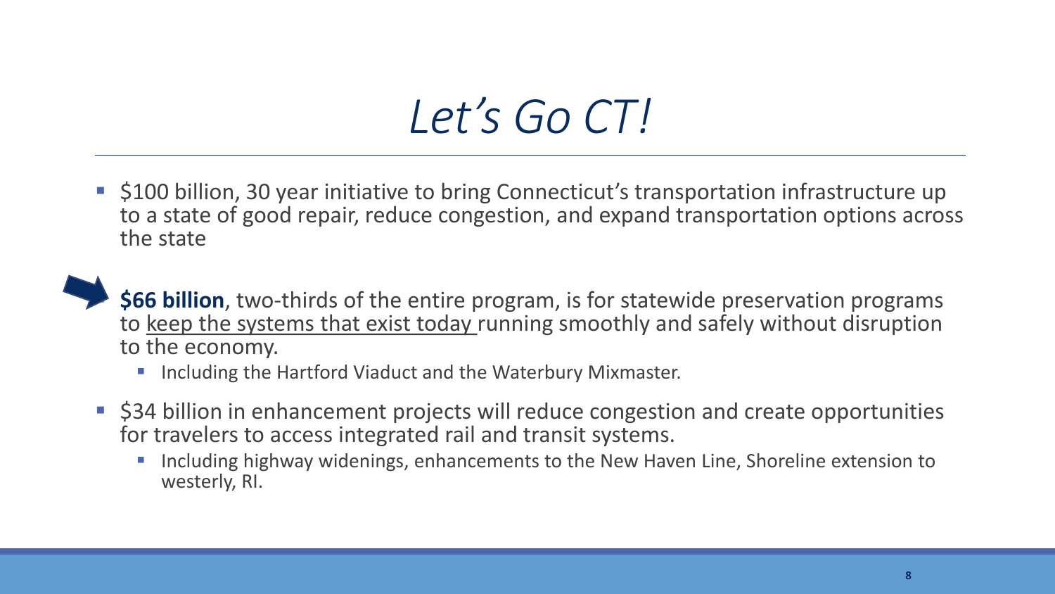# *Let's Go CT!*

- $100 billion, 30 year initiative to bring Connecticut's transportation infrastructure up to a state of good repair, reduce congestion, and expand transportation options across the state
- **$66 billion**, two-thirds of the entire program, is for statewide preservation programs to <u>keep the systems that exist today</u> running smoothly and safely without disruption to the economy.
  - Including the Hartford Viaduct and the Waterbury Mixmaster.
- $34 billion in enhancement projects will reduce congestion and create opportunities for travelers to access integrated rail and transit systems.
  - Including highway widenings, enhancements to the New Haven Line, Shoreline extension to westerly, RI.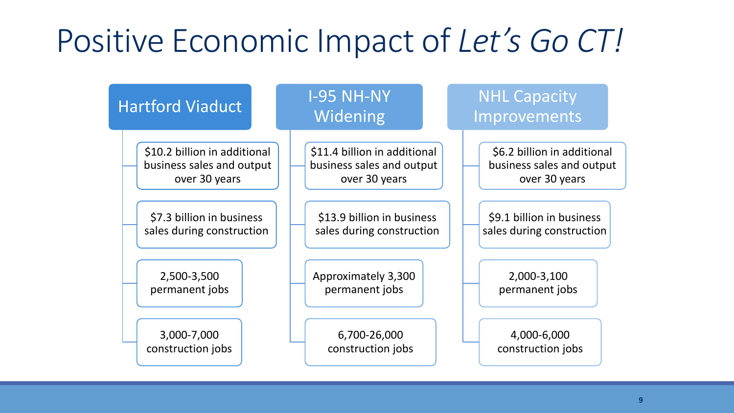# Positive Economic Impact of *Let's Go CT!*

## Hartford Viaduct

- $10.2 billion in additional business sales and output over 30 years
- $7.3 billion in business sales during construction
- 2,500-3,500 permanent jobs
- 3,000-7,000 construction jobs

## I-95 NH-NY Widening

- $11.4 billion in additional business sales and output over 30 years
- $13.9 billion in business sales during construction
- Approximately 3,300 permanent jobs
- 6,700-26,000 construction jobs

## NHL Capacity Improvements

- $6.2 billion in additional business sales and output over 30 years
- $9.1 billion in business sales during construction
- 2,000-3,100 permanent jobs
- 4,000-6,000 construction jobs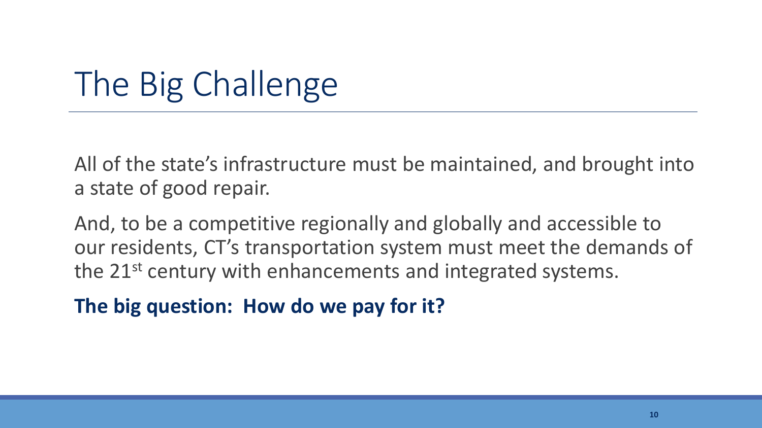# The Big Challenge

All of the state's infrastructure must be maintained, and brought into a state of good repair.

And, to be a competitive regionally and globally and accessible to our residents, CT's transportation system must meet the demands of the 21st century with enhancements and integrated systems.

**The big question: How do we pay for it?**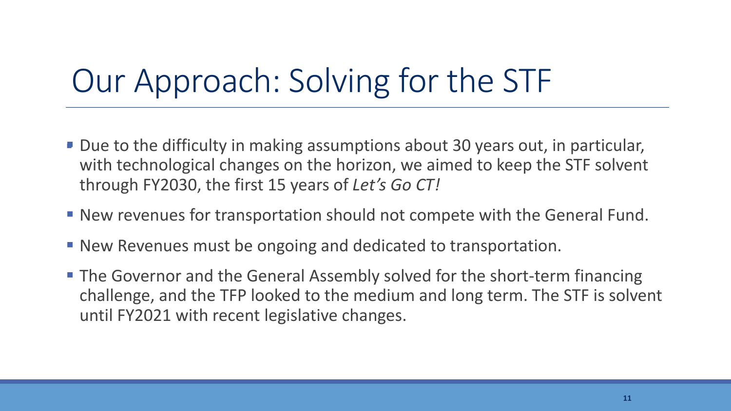# Our Approach: Solving for the STF

- Due to the difficulty in making assumptions about 30 years out, in particular, with technological changes on the horizon, we aimed to keep the STF solvent through FY2030, the first 15 years of *Let's Go CT!*
- New revenues for transportation should not compete with the General Fund.
- New Revenues must be ongoing and dedicated to transportation.
- The Governor and the General Assembly solved for the short-term financing challenge, and the TFP looked to the medium and long term. The STF is solvent until FY2021 with recent legislative changes.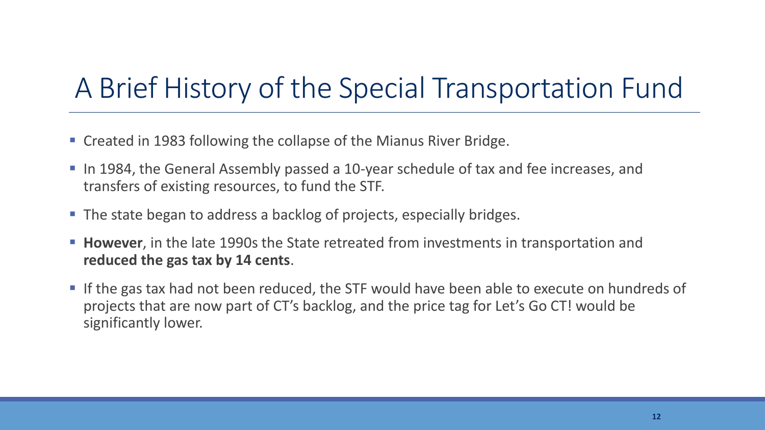# A Brief History of the Special Transportation Fund

- Created in 1983 following the collapse of the Mianus River Bridge.
- In 1984, the General Assembly passed a 10-year schedule of tax and fee increases, and transfers of existing resources, to fund the STF.
- The state began to address a backlog of projects, especially bridges.
- **However**, in the late 1990s the State retreated from investments in transportation and **reduced the gas tax by 14 cents**.
- If the gas tax had not been reduced, the STF would have been able to execute on hundreds of projects that are now part of CT's backlog, and the price tag for Let's Go CT! would be significantly lower.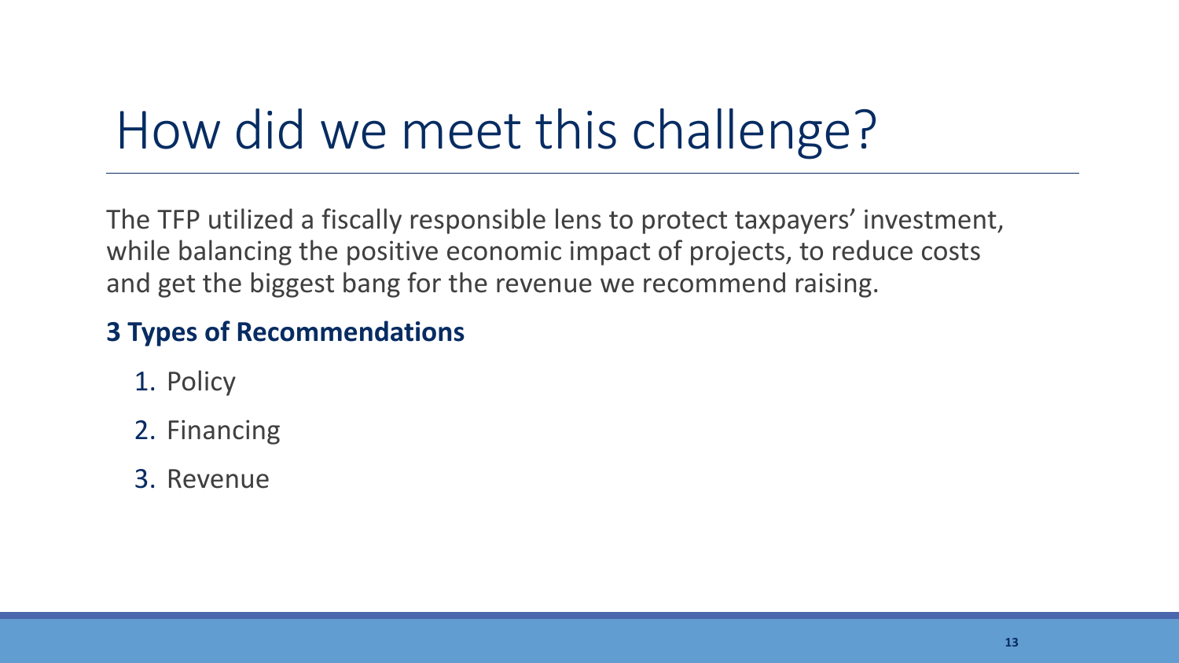# How did we meet this challenge?

The TFP utilized a fiscally responsible lens to protect taxpayers' investment, while balancing the positive economic impact of projects, to reduce costs and get the biggest bang for the revenue we recommend raising.

**3 Types of Recommendations**

1. Policy
2. Financing
3. Revenue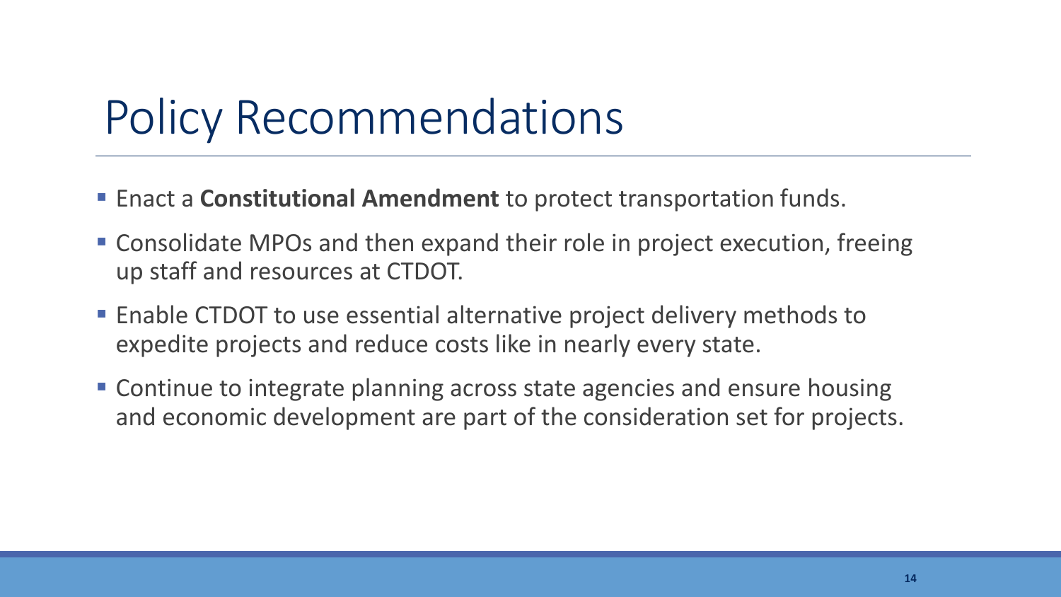# Policy Recommendations

- Enact a **Constitutional Amendment** to protect transportation funds.
- Consolidate MPOs and then expand their role in project execution, freeing up staff and resources at CTDOT.
- Enable CTDOT to use essential alternative project delivery methods to expedite projects and reduce costs like in nearly every state.
- Continue to integrate planning across state agencies and ensure housing and economic development are part of the consideration set for projects.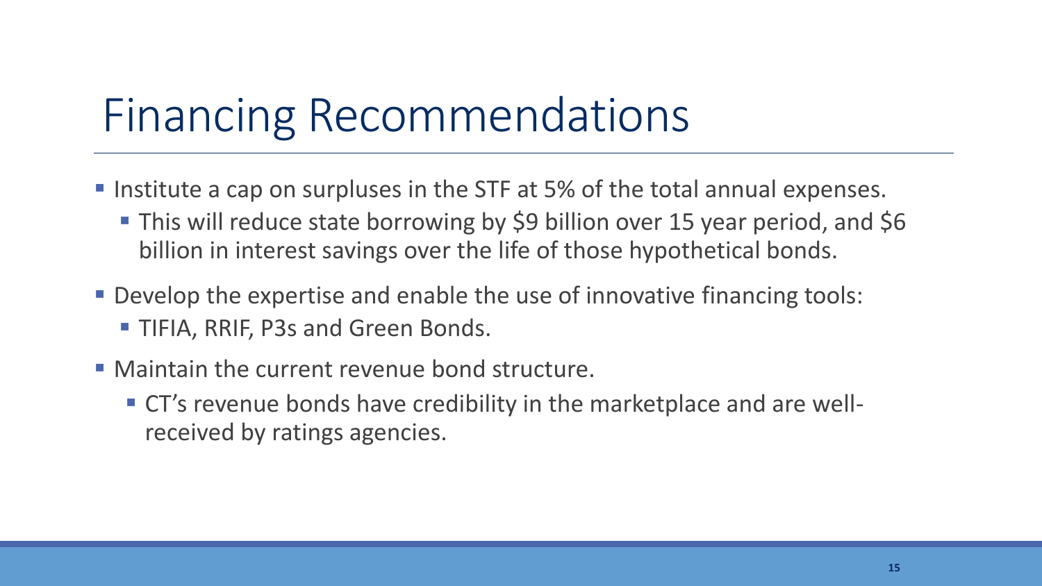# Financing Recommendations

- Institute a cap on surpluses in the STF at 5% of the total annual expenses.
  - This will reduce state borrowing by $9 billion over 15 year period, and $6 billion in interest savings over the life of those hypothetical bonds.
- Develop the expertise and enable the use of innovative financing tools:
  - TIFIA, RRIF, P3s and Green Bonds.
- Maintain the current revenue bond structure.
  - CT's revenue bonds have credibility in the marketplace and are well-received by ratings agencies.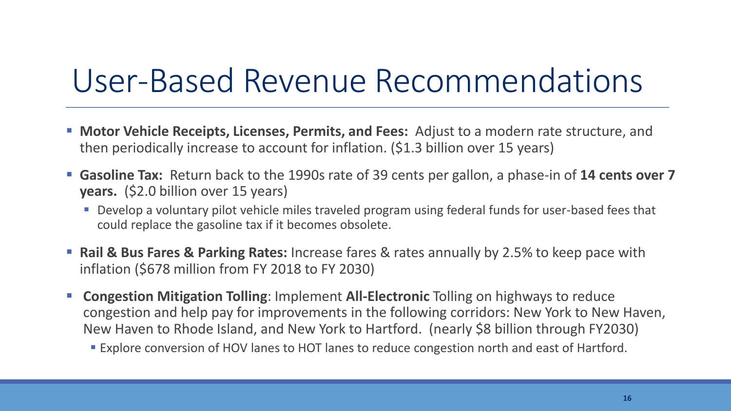# User-Based Revenue Recommendations

- **Motor Vehicle Receipts, Licenses, Permits, and Fees:** Adjust to a modern rate structure, and then periodically increase to account for inflation. ($1.3 billion over 15 years)
- **Gasoline Tax:** Return back to the 1990s rate of 39 cents per gallon, a phase-in of **14 cents over 7 years.** ($2.0 billion over 15 years)
  - Develop a voluntary pilot vehicle miles traveled program using federal funds for user-based fees that could replace the gasoline tax if it becomes obsolete.
- **Rail & Bus Fares & Parking Rates:** Increase fares & rates annually by 2.5% to keep pace with inflation ($678 million from FY 2018 to FY 2030)
- **Congestion Mitigation Tolling**: Implement **All-Electronic** Tolling on highways to reduce congestion and help pay for improvements in the following corridors: New York to New Haven, New Haven to Rhode Island, and New York to Hartford. (nearly $8 billion through FY2030)
  - Explore conversion of HOV lanes to HOT lanes to reduce congestion north and east of Hartford.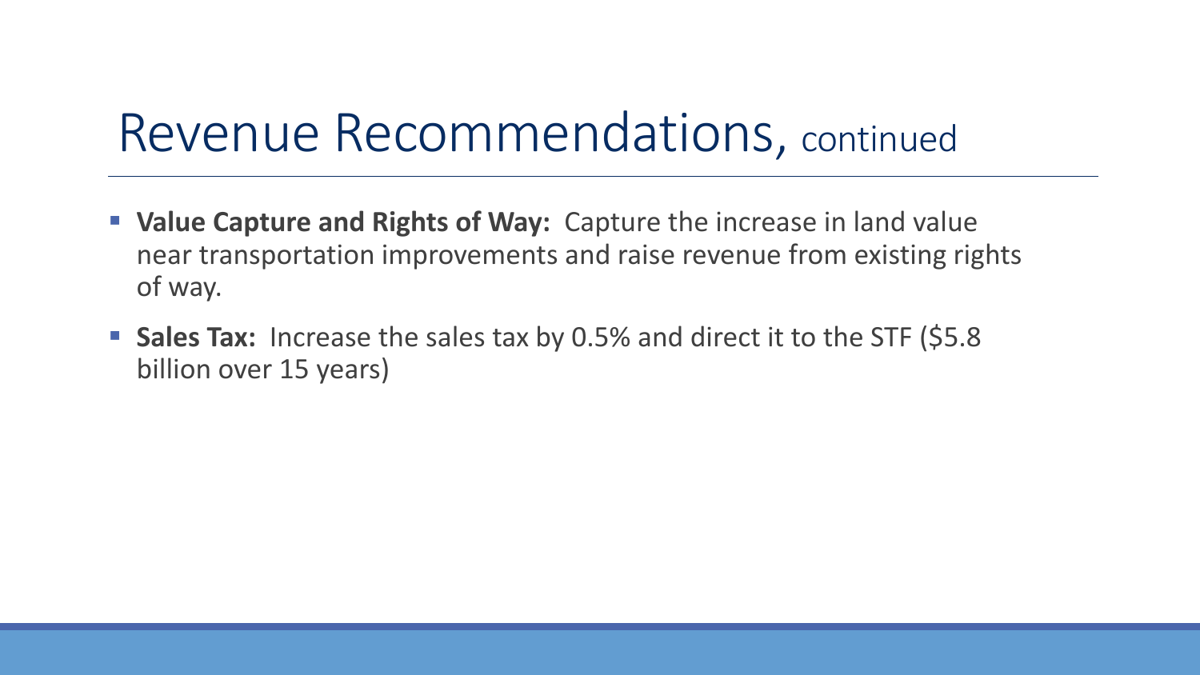# Revenue Recommendations, continued

- **Value Capture and Rights of Way:** Capture the increase in land value near transportation improvements and raise revenue from existing rights of way.
- **Sales Tax:** Increase the sales tax by 0.5% and direct it to the STF ($5.8 billion over 15 years)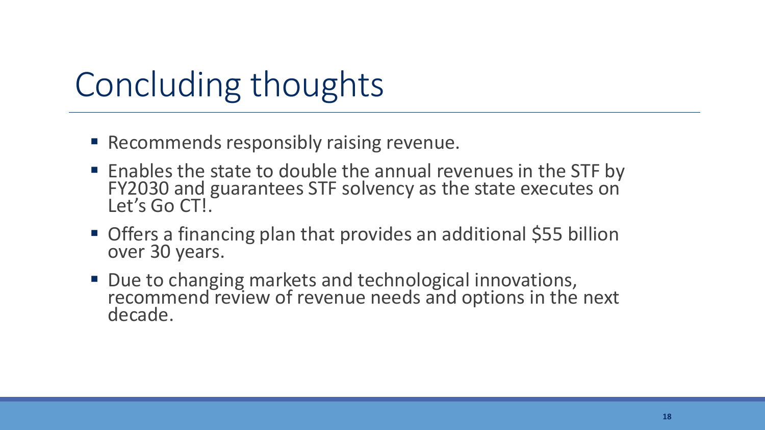# Concluding thoughts

- Recommends responsibly raising revenue.
- Enables the state to double the annual revenues in the STF by FY2030 and guarantees STF solvency as the state executes on Let's Go CT!.
- Offers a financing plan that provides an additional $55 billion over 30 years.
- Due to changing markets and technological innovations, recommend review of revenue needs and options in the next decade.